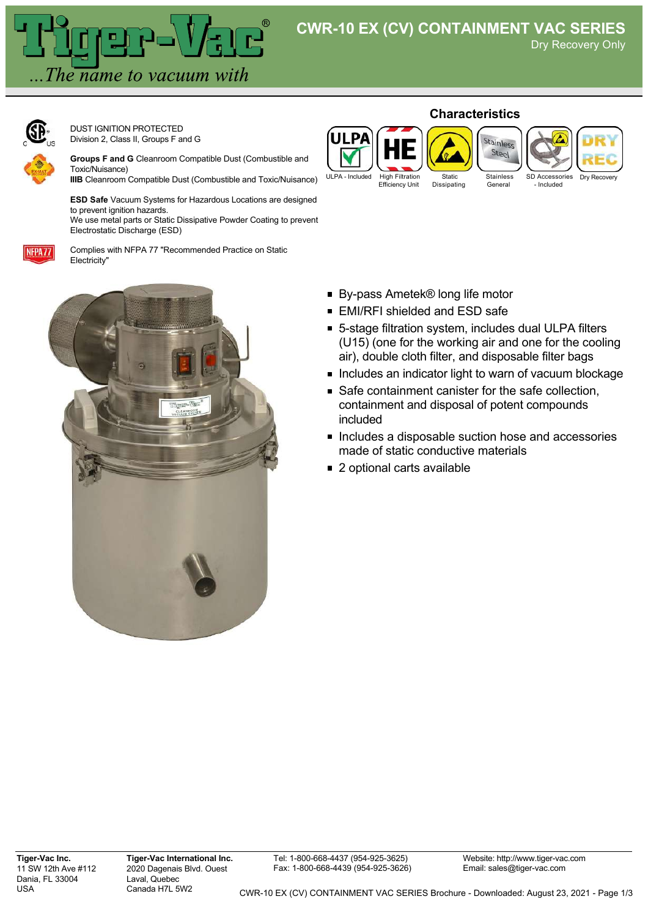# CWR-10 EX (CV) CONTAINMENT VAC SERIES

Dry Recovery Only

DUST IGNITION PROTECTED
Division 2, Class II, Groups F and G

**Groups F and G** Cleanroom Compatible Dust (Combustible and Toxic/Nuisance)
**IIIB** Cleanroom Compatible Dust (Combustible and Toxic/Nuisance)

**ESD Safe** Vacuum Systems for Hazardous Locations are designed to prevent ignition hazards.
We use metal parts or Static Dissipative Powder Coating to prevent Electrostatic Discharge (ESD)

Complies with NFPA 77 "Recommended Practice on Static Electricity"

## Characteristics

ULPA - Included | High Filtration Efficiency Unit | Static Dissipating | Stainless General | SD Accessories - Included | Dry Recovery

- By-pass Ametek® long life motor
- EMI/RFI shielded and ESD safe
- 5-stage filtration system, includes dual ULPA filters (U15) (one for the working air and one for the cooling air), double cloth filter, and disposable filter bags
- Includes an indicator light to warn of vacuum blockage
- Safe containment canister for the safe collection, containment and disposal of potent compounds included
- Includes a disposable suction hose and accessories made of static conductive materials
- 2 optional carts available

**Tiger-Vac Inc.**
11 SW 12th Ave #112
Dania, FL 33004
USA

**Tiger-Vac International Inc.**
2020 Dagenais Blvd. Ouest
Laval, Quebec
Canada H7L 5W2

Tel: 1-800-668-4437 (954-925-3625)
Fax: 1-800-668-4439 (954-925-3626)

Website: http://www.tiger-vac.com
Email: sales@tiger-vac.com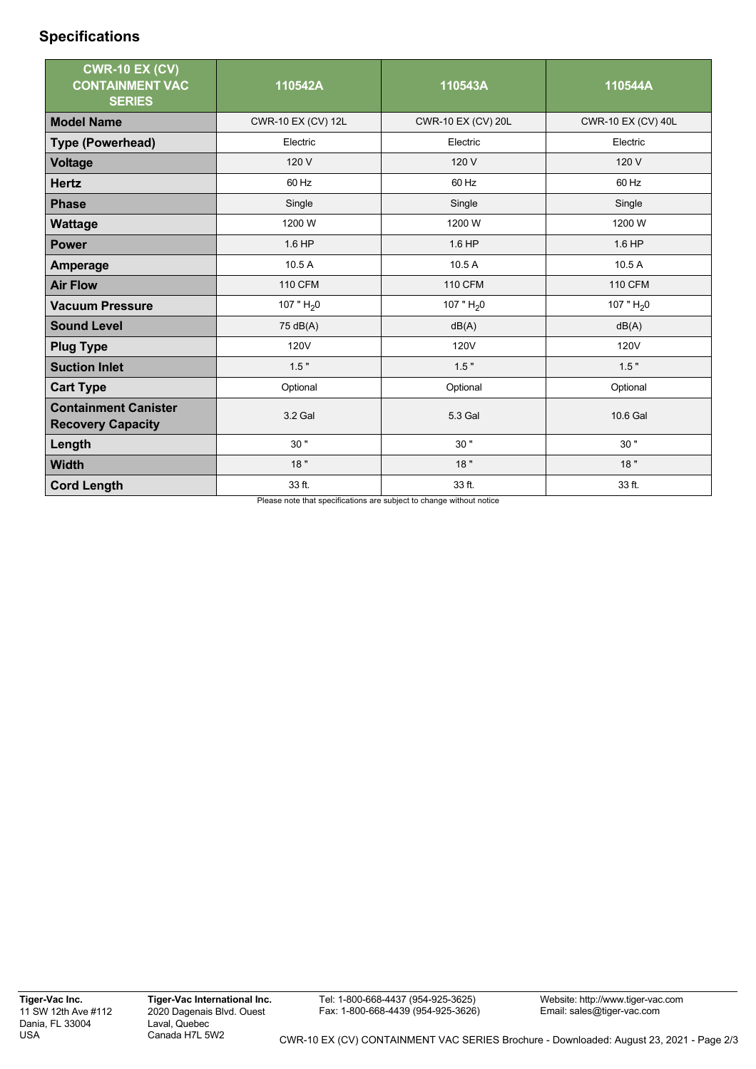## Specifications

| CWR-10 EX (CV) CONTAINMENT VAC SERIES | 110542A | 110543A | 110544A |
|---|---|---|---|
| **Model Name** | CWR-10 EX (CV) 12L | CWR-10 EX (CV) 20L | CWR-10 EX (CV) 40L |
| **Type (Powerhead)** | Electric | Electric | Electric |
| **Voltage** | 120 V | 120 V | 120 V |
| **Hertz** | 60 Hz | 60 Hz | 60 Hz |
| **Phase** | Single | Single | Single |
| **Wattage** | 1200 W | 1200 W | 1200 W |
| **Power** | 1.6 HP | 1.6 HP | 1.6 HP |
| **Amperage** | 10.5 A | 10.5 A | 10.5 A |
| **Air Flow** | 110 CFM | 110 CFM | 110 CFM |
| **Vacuum Pressure** | 107 " $H_20$ | 107 " $H_20$ | 107 " $H_20$ |
| **Sound Level** | 75 dB(A) | dB(A) | dB(A) |
| **Plug Type** | 120V | 120V | 120V |
| **Suction Inlet** | 1.5 " | 1.5 " | 1.5 " |
| **Cart Type** | Optional | Optional | Optional |
| **Containment Canister Recovery Capacity** | 3.2 Gal | 5.3 Gal | 10.6 Gal |
| **Length** | 30 " | 30 " | 30 " |
| **Width** | 18 " | 18 " | 18 " |
| **Cord Length** | 33 ft. | 33 ft. | 33 ft. |

Please note that specifications are subject to change without notice

**Tiger-Vac Inc.**
11 SW 12th Ave #112
Dania, FL 33004
USA

**Tiger-Vac International Inc.**
2020 Dagenais Blvd. Ouest
Laval, Quebec
Canada H7L 5W2

Tel: 1-800-668-4437 (954-925-3625)
Fax: 1-800-668-4439 (954-925-3626)

Website: http://www.tiger-vac.com
Email: sales@tiger-vac.com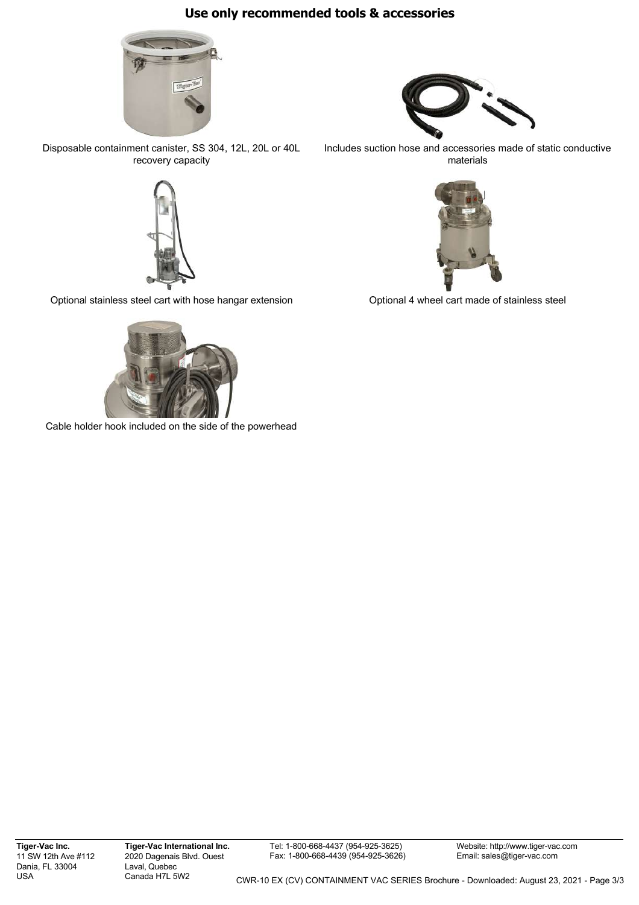## Use only recommended tools & accessories

Disposable containment canister, SS 304, 12L, 20L or 40L recovery capacity

Includes suction hose and accessories made of static conductive materials

Optional stainless steel cart with hose hangar extension

Optional 4 wheel cart made of stainless steel

Cable holder hook included on the side of the powerhead

**Tiger-Vac Inc.**
11 SW 12th Ave #112
Dania, FL 33004
USA

**Tiger-Vac International Inc.**
2020 Dagenais Blvd. Ouest
Laval, Quebec
Canada H7L 5W2

Tel: 1-800-668-4437 (954-925-3625)
Fax: 1-800-668-4439 (954-925-3626)

Website: http://www.tiger-vac.com
Email: sales@tiger-vac.com

CWR-10 EX (CV) CONTAINMENT VAC SERIES Brochure - Downloaded: August 23, 2021